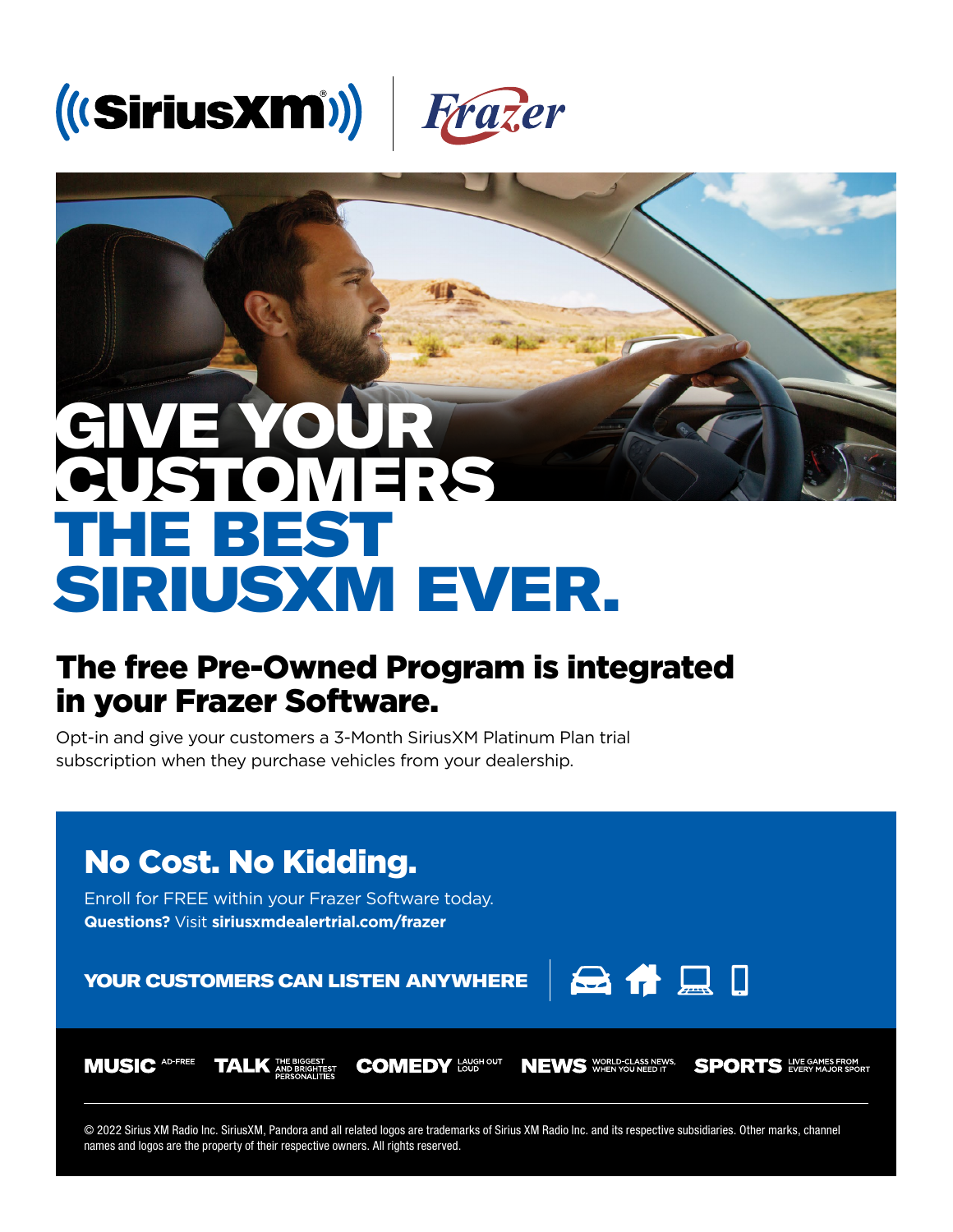SiriusXM | Frazer

# GIVE YOUR CUSTOMERS THE BEST SIRIUSXM EVER.

## The free Pre-Owned Program is integrated in your Frazer Software.

Opt-in and give your customers a 3-Month SiriusXM Platinum Plan trial subscription when they purchase vehicles from your dealership.

## No Cost. No Kidding.

Enroll for FREE within your Frazer Software today.
**Questions?** Visit **siriusxmdealertrial.com/frazer**

**YOUR CUSTOMERS CAN LISTEN ANYWHERE**

**MUSIC** AD-FREE **TALK** THE BIGGEST AND BRIGHTEST PERSONALITIES **COMEDY** LAUGH OUT LOUD **NEWS** WORLD-CLASS NEWS, WHEN YOU NEED IT **SPORTS** LIVE GAMES FROM EVERY MAJOR SPORT

© 2022 Sirius XM Radio Inc. SiriusXM, Pandora and all related logos are trademarks of Sirius XM Radio Inc. and its respective subsidiaries. Other marks, channel names and logos are the property of their respective owners. All rights reserved.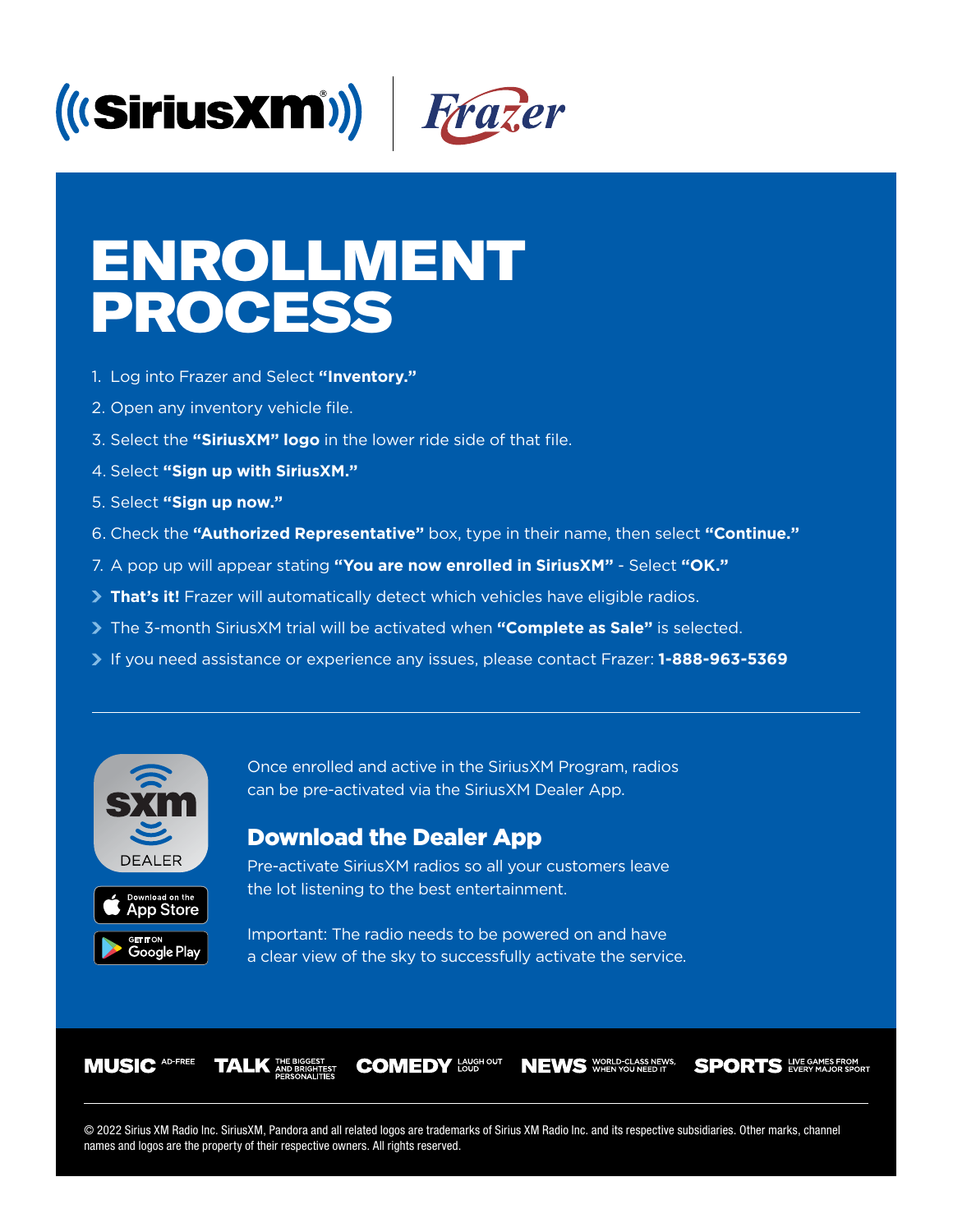# ENROLLMENT PROCESS

1. Log into Frazer and Select **"Inventory."**
2. Open any inventory vehicle file.
3. Select the **"SiriusXM" logo** in the lower ride side of that file.
4. Select **"Sign up with SiriusXM."**
5. Select **"Sign up now."**
6. Check the **"Authorized Representative"** box, type in their name, then select **"Continue."**
7. A pop up will appear stating **"You are now enrolled in SiriusXM"** - Select **"OK."**

- **That's it!** Frazer will automatically detect which vehicles have eligible radios.
- The 3-month SiriusXM trial will be activated when **"Complete as Sale"** is selected.
- If you need assistance or experience any issues, please contact Frazer: **1-888-963-5369**

---

Once enrolled and active in the SiriusXM Program, radios can be pre-activated via the SiriusXM Dealer App.

## Download the Dealer App

Pre-activate SiriusXM radios so all your customers leave the lot listening to the best entertainment.

Important: The radio needs to be powered on and have a clear view of the sky to successfully activate the service.

MUSIC AD-FREE TALK THE BIGGEST AND BRIGHTEST PERSONALITIES COMEDY LAUGH OUT LOUD NEWS WORLD-CLASS NEWS, WHEN YOU NEED IT SPORTS LIVE GAMES FROM EVERY MAJOR SPORT

© 2022 Sirius XM Radio Inc. SiriusXM, Pandora and all related logos are trademarks of Sirius XM Radio Inc. and its respective subsidiaries. Other marks, channel names and logos are the property of their respective owners. All rights reserved.